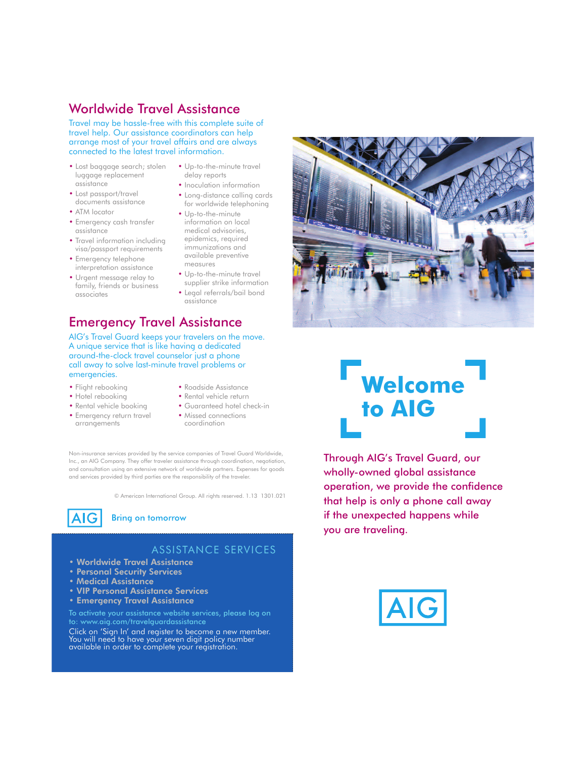## Worldwide Travel Assistance

Travel may be hassle-free with this complete suite of travel help. Our assistance coordinators can help arrange most of your travel affairs and are always connected to the latest travel information.

- Lost baggage search; stolen luggage replacement assistance
- Lost passport/travel documents assistance
- ATM locator
- Emergency cash transfer assistance
- Travel information including visa/passport requirements
- Emergency telephone interpretation assistance
- Urgent message relay to family, friends or business associates
- Up-to-the-minute travel delay reports
- Inoculation information
- Long-distance calling cards for worldwide telephoning
- Up-to-the-minute information on local medical advisories, epidemics, required immunizations and available preventive measures
- Up-to-the-minute travel supplier strike information
- Legal referrals/bail bond assistance

## Emergency Travel Assistance

AIG's Travel Guard keeps your travelers on the move. A unique service that is like having a dedicated around-the-clock travel counselor just a phone call away to solve last-minute travel problems or emergencies.

- Flight rebooking
- Hotel rebooking
- Rental vehicle booking
- Emergency return travel arrangements
- Roadside Assistance
- Rental vehicle return
- Guaranteed hotel check-in
- Missed connections coordination

Non-insurance services provided by the service companies of Travel Guard Worldwide, Inc., an AIG Company. They offer traveler assistance through coordination, negotiation, and consultation using an extensive network of worldwide partners. Expenses for goods and services provided by third parties are the responsibility of the traveler.

© American International Group. All rights reserved. 1.13 1301.021

AIG Bring on tomorrow

### ASSISTANCE SERVICES

- **Worldwide Travel Assistance**
- **Personal Security Services**
- **Medical Assistance**
- **VIP Personal Assistance Services**
- **Emergency Travel Assistance**

To activate your assistance website services, please log on to: www.aig.com/travelguardassistance

Click on 'Sign In' and register to become a new member. You will need to have your seven digit policy number available in order to complete your registration.

# Welcome to AIG

Through AIG's Travel Guard, our wholly-owned global assistance operation, we provide the confidence that help is only a phone call away if the unexpected happens while you are traveling.

AIG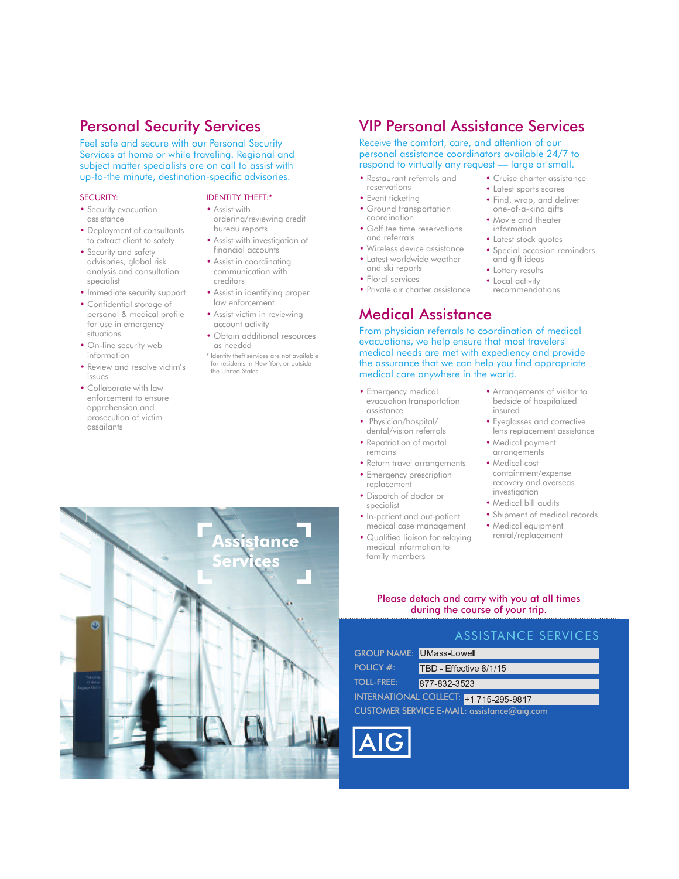## Personal Security Services

Feel safe and secure with our Personal Security Services at home or while traveling. Regional and subject matter specialists are on call to assist with up-to-the minute, destination-specific advisories.

SECURITY:

- Security evacuation assistance
- Deployment of consultants to extract client to safety
- Security and safety advisories, global risk analysis and consultation specialist
- Immediate security support
- Confidential storage of personal & medical profile for use in emergency situations
- On-line security web information
- Review and resolve victim's issues
- Collaborate with law enforcement to ensure apprehension and prosecution of victim assailants

IDENTITY THEFT:*

- Assist with ordering/reviewing credit bureau reports
- Assist with investigation of financial accounts
- Assist in coordinating communication with creditors
- Assist in identifying proper law enforcement
- Assist victim in reviewing account activity
- Obtain additional resources as needed

* Identity theft services are not available for residents in New York or outside the United States

## VIP Personal Assistance Services

Receive the comfort, care, and attention of our personal assistance coordinators available 24/7 to respond to virtually any request — large or small.

- Restaurant referrals and reservations
- Event ticketing
- Ground transportation coordination
- Golf tee time reservations and referrals
- Wireless device assistance
- Latest worldwide weather and ski reports
- Floral services
- Private air charter assistance
- Cruise charter assistance
- Latest sports scores
- Find, wrap, and deliver one-of-a-kind gifts
- Movie and theater information
- Latest stock quotes
- Special occasion reminders and gift ideas
- Lottery results
- Local activity recommendations

## Medical Assistance

From physician referrals to coordination of medical evacuations, we help ensure that most travelers' medical needs are met with expediency and provide the assurance that we can help you find appropriate medical care anywhere in the world.

- Emergency medical evacuation transportation assistance
- Physician/hospital/dental/vision referrals
- Repatriation of mortal remains
- Return travel arrangements
- Emergency prescription replacement
- Dispatch of doctor or specialist
- In-patient and out-patient medical case management
- Qualified liaison for relaying medical information to family members
- Arrangements of visitor to bedside of hospitalized insured
- Eyeglasses and corrective lens replacement assistance
- Medical payment arrangements
- Medical cost containment/expense recovery and overseas investigation
- Medical bill audits
- Shipment of medical records
- Medical equipment rental/replacement

Assistance Services

Please detach and carry with you at all times during the course of your trip.

### ASSISTANCE SERVICES

GROUP NAME: UMass-Lowell

POLICY #: TBD - Effective 8/1/15

TOLL-FREE: 877-832-3523

INTERNATIONAL COLLECT: +1 715-295-9817

CUSTOMER SERVICE E-MAIL: assistance@aig.com

AIG